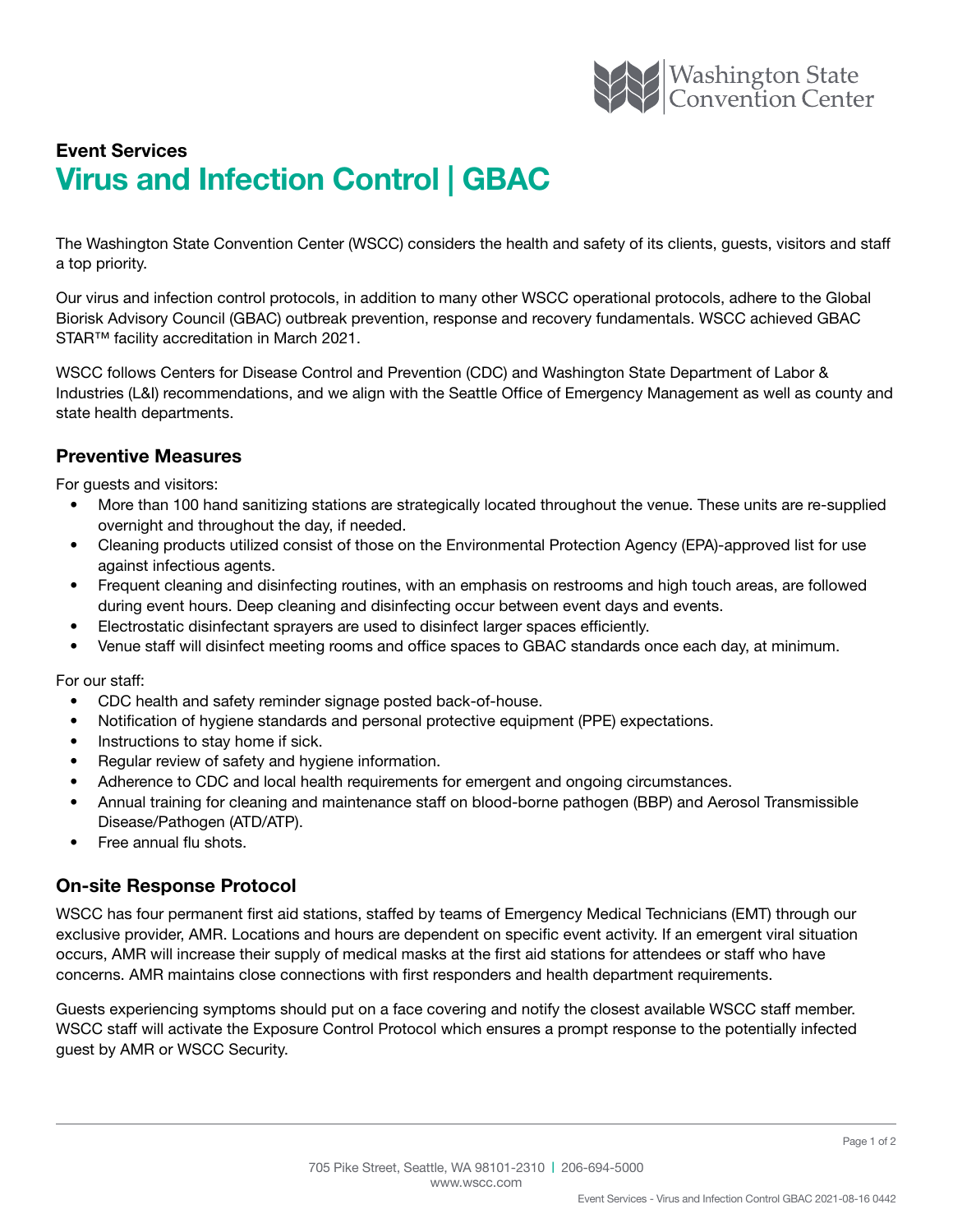Washington State Convention Center

**Event Services**

# Virus and Infection Control | GBAC

The Washington State Convention Center (WSCC) considers the health and safety of its clients, guests, visitors and staff a top priority.

Our virus and infection control protocols, in addition to many other WSCC operational protocols, adhere to the Global Biorisk Advisory Council (GBAC) outbreak prevention, response and recovery fundamentals. WSCC achieved GBAC STAR™ facility accreditation in March 2021.

WSCC follows Centers for Disease Control and Prevention (CDC) and Washington State Department of Labor & Industries (L&I) recommendations, and we align with the Seattle Office of Emergency Management as well as county and state health departments.

## Preventive Measures

For guests and visitors:

- More than 100 hand sanitizing stations are strategically located throughout the venue. These units are re-supplied overnight and throughout the day, if needed.
- Cleaning products utilized consist of those on the Environmental Protection Agency (EPA)-approved list for use against infectious agents.
- Frequent cleaning and disinfecting routines, with an emphasis on restrooms and high touch areas, are followed during event hours. Deep cleaning and disinfecting occur between event days and events.
- Electrostatic disinfectant sprayers are used to disinfect larger spaces efficiently.
- Venue staff will disinfect meeting rooms and office spaces to GBAC standards once each day, at minimum.

For our staff:

- CDC health and safety reminder signage posted back-of-house.
- Notification of hygiene standards and personal protective equipment (PPE) expectations.
- Instructions to stay home if sick.
- Regular review of safety and hygiene information.
- Adherence to CDC and local health requirements for emergent and ongoing circumstances.
- Annual training for cleaning and maintenance staff on blood-borne pathogen (BBP) and Aerosol Transmissible Disease/Pathogen (ATD/ATP).
- Free annual flu shots.

## On-site Response Protocol

WSCC has four permanent first aid stations, staffed by teams of Emergency Medical Technicians (EMT) through our exclusive provider, AMR. Locations and hours are dependent on specific event activity. If an emergent viral situation occurs, AMR will increase their supply of medical masks at the first aid stations for attendees or staff who have concerns. AMR maintains close connections with first responders and health department requirements.

Guests experiencing symptoms should put on a face covering and notify the closest available WSCC staff member. WSCC staff will activate the Exposure Control Protocol which ensures a prompt response to the potentially infected guest by AMR or WSCC Security.

705 Pike Street, Seattle, WA 98101-2310 | 206-694-5000
www.wscc.com

Event Services - Virus and Infection Control GBAC 2021-08-16 0442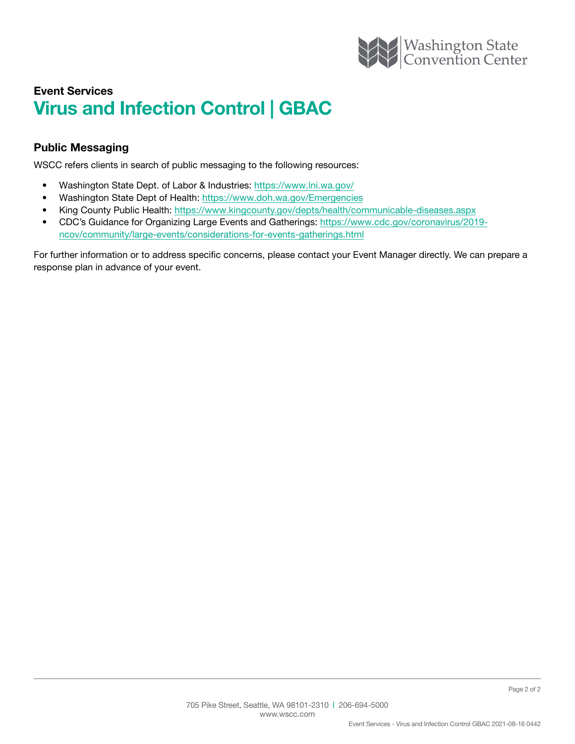**Event Services**

# Virus and Infection Control | GBAC

## Public Messaging

WSCC refers clients in search of public messaging to the following resources:

- Washington State Dept. of Labor & Industries: https://www.lni.wa.gov/
- Washington State Dept of Health: https://www.doh.wa.gov/Emergencies
- King County Public Health: https://www.kingcounty.gov/depts/health/communicable-diseases.aspx
- CDC's Guidance for Organizing Large Events and Gatherings: https://www.cdc.gov/coronavirus/2019-ncov/community/large-events/considerations-for-events-gatherings.html

For further information or to address specific concerns, please contact your Event Manager directly. We can prepare a response plan in advance of your event.